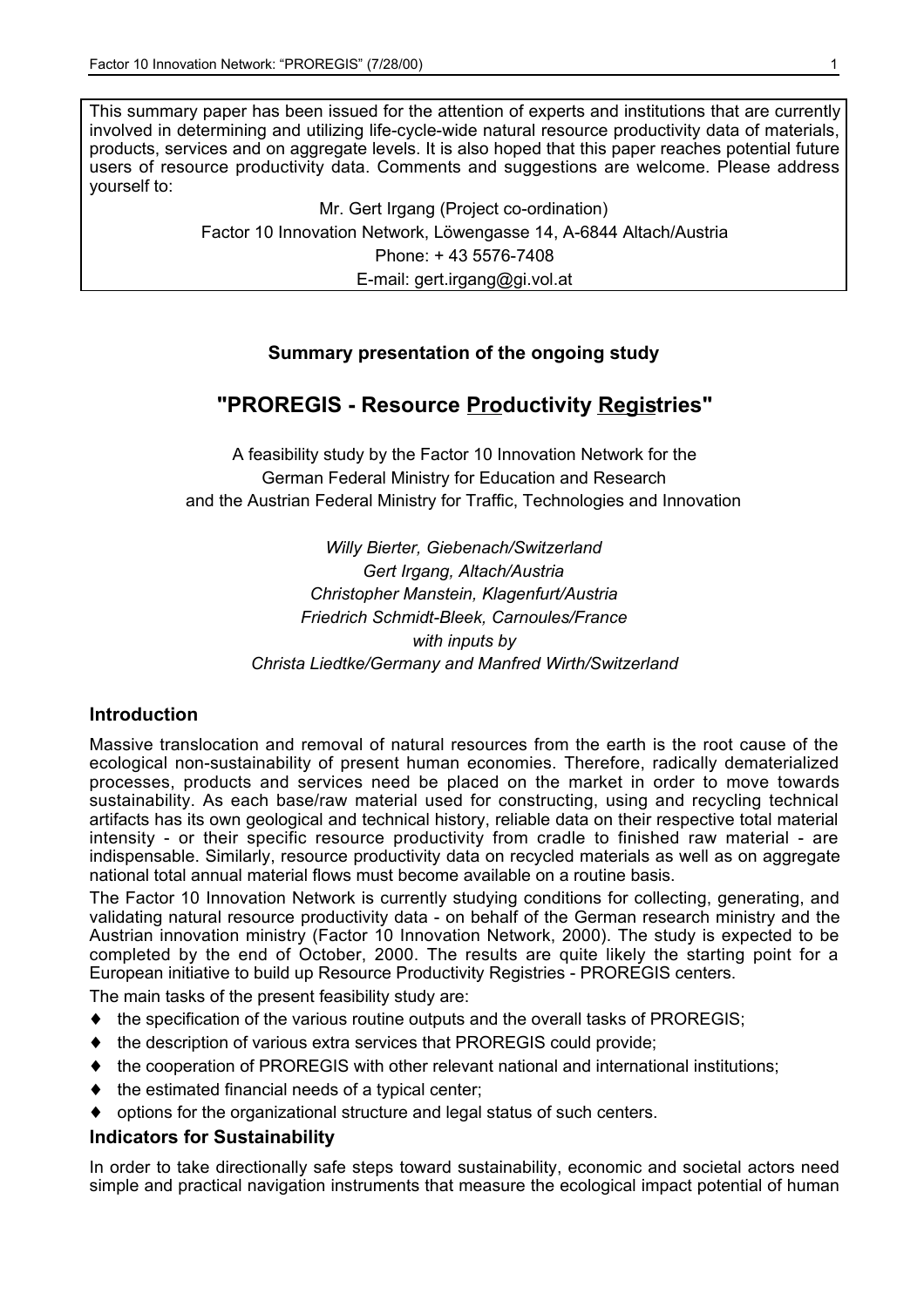This summary paper has been issued for the attention of experts and institutions that are currently involved in determining and utilizing life-cycle-wide natural resource productivity data of materials, products, services and on aggregate levels. It is also hoped that this paper reaches potential future users of resource productivity data. Comments and suggestions are welcome. Please address yourself to:

Mr. Gert Irgang (Project co-ordination)
Factor 10 Innovation Network, Löwengasse 14, A-6844 Altach/Austria
Phone: + 43 5576-7408
E-mail: gert.irgang@gi.vol.at

**Summary presentation of the ongoing study**

# "PROREGIS - Resource Productivity Registries"

A feasibility study by the Factor 10 Innovation Network for the German Federal Ministry for Education and Research and the Austrian Federal Ministry for Traffic, Technologies and Innovation

*Willy Bierter, Giebenach/Switzerland*
*Gert Irgang, Altach/Austria*
*Christopher Manstein, Klagenfurt/Austria*
*Friedrich Schmidt-Bleek, Carnoules/France*
*with inputs by*
*Christa Liedtke/Germany and Manfred Wirth/Switzerland*

## Introduction

Massive translocation and removal of natural resources from the earth is the root cause of the ecological non-sustainability of present human economies. Therefore, radically dematerialized processes, products and services need be placed on the market in order to move towards sustainability. As each base/raw material used for constructing, using and recycling technical artifacts has its own geological and technical history, reliable data on their respective total material intensity - or their specific resource productivity from cradle to finished raw material - are indispensable. Similarly, resource productivity data on recycled materials as well as on aggregate national total annual material flows must become available on a routine basis.

The Factor 10 Innovation Network is currently studying conditions for collecting, generating, and validating natural resource productivity data - on behalf of the German research ministry and the Austrian innovation ministry (Factor 10 Innovation Network, 2000). The study is expected to be completed by the end of October, 2000. The results are quite likely the starting point for a European initiative to build up Resource Productivity Registries - PROREGIS centers.

The main tasks of the present feasibility study are:

- the specification of the various routine outputs and the overall tasks of PROREGIS;
- the description of various extra services that PROREGIS could provide;
- the cooperation of PROREGIS with other relevant national and international institutions;
- the estimated financial needs of a typical center;
- options for the organizational structure and legal status of such centers.

## Indicators for Sustainability

In order to take directionally safe steps toward sustainability, economic and societal actors need simple and practical navigation instruments that measure the ecological impact potential of human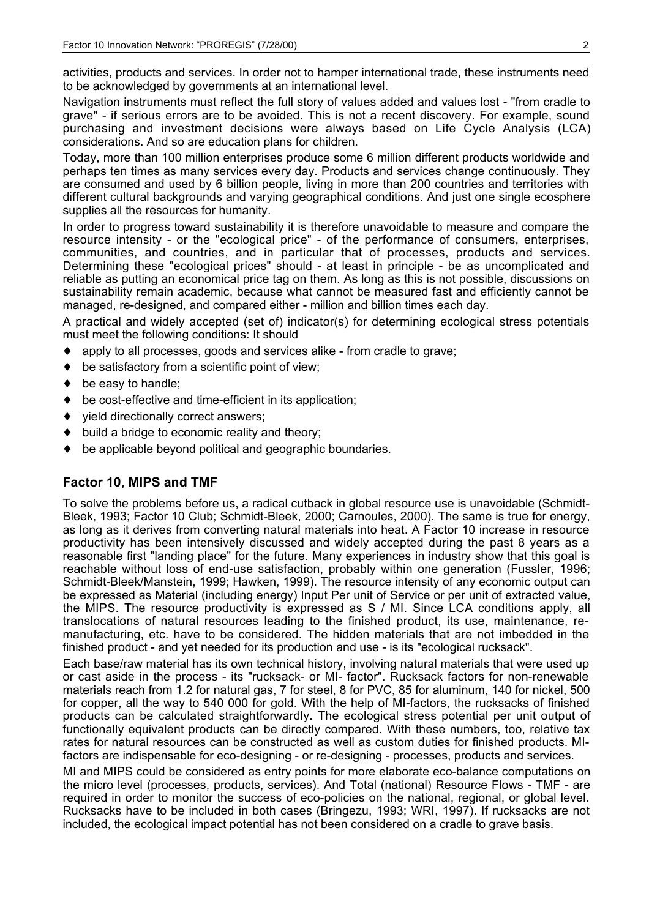activities, products and services. In order not to hamper international trade, these instruments need to be acknowledged by governments at an international level.

Navigation instruments must reflect the full story of values added and values lost - "from cradle to grave" - if serious errors are to be avoided. This is not a recent discovery. For example, sound purchasing and investment decisions were always based on Life Cycle Analysis (LCA) considerations. And so are education plans for children.

Today, more than 100 million enterprises produce some 6 million different products worldwide and perhaps ten times as many services every day. Products and services change continuously. They are consumed and used by 6 billion people, living in more than 200 countries and territories with different cultural backgrounds and varying geographical conditions. And just one single ecosphere supplies all the resources for humanity.

In order to progress toward sustainability it is therefore unavoidable to measure and compare the resource intensity - or the "ecological price" - of the performance of consumers, enterprises, communities, and countries, and in particular that of processes, products and services. Determining these "ecological prices" should - at least in principle - be as uncomplicated and reliable as putting an economical price tag on them. As long as this is not possible, discussions on sustainability remain academic, because what cannot be measured fast and efficiently cannot be managed, re-designed, and compared either - million and billion times each day.

A practical and widely accepted (set of) indicator(s) for determining ecological stress potentials must meet the following conditions: It should

- apply to all processes, goods and services alike - from cradle to grave;
- be satisfactory from a scientific point of view;
- be easy to handle;
- be cost-effective and time-efficient in its application;
- yield directionally correct answers;
- build a bridge to economic reality and theory;
- be applicable beyond political and geographic boundaries.

## Factor 10, MIPS and TMF

To solve the problems before us, a radical cutback in global resource use is unavoidable (Schmidt-Bleek, 1993; Factor 10 Club; Schmidt-Bleek, 2000; Carnoules, 2000). The same is true for energy, as long as it derives from converting natural materials into heat. A Factor 10 increase in resource productivity has been intensively discussed and widely accepted during the past 8 years as a reasonable first "landing place" for the future. Many experiences in industry show that this goal is reachable without loss of end-use satisfaction, probably within one generation (Fussler, 1996; Schmidt-Bleek/Manstein, 1999; Hawken, 1999). The resource intensity of any economic output can be expressed as Material (including energy) Input Per unit of Service or per unit of extracted value, the MIPS. The resource productivity is expressed as S / MI. Since LCA conditions apply, all translocations of natural resources leading to the finished product, its use, maintenance, re-manufacturing, etc. have to be considered. The hidden materials that are not imbedded in the finished product - and yet needed for its production and use - is its "ecological rucksack".

Each base/raw material has its own technical history, involving natural materials that were used up or cast aside in the process - its "rucksack- or MI- factor". Rucksack factors for non-renewable materials reach from 1.2 for natural gas, 7 for steel, 8 for PVC, 85 for aluminum, 140 for nickel, 500 for copper, all the way to 540 000 for gold. With the help of MI-factors, the rucksacks of finished products can be calculated straightforwardly. The ecological stress potential per unit output of functionally equivalent products can be directly compared. With these numbers, too, relative tax rates for natural resources can be constructed as well as custom duties for finished products. MI-factors are indispensable for eco-designing - or re-designing - processes, products and services.

MI and MIPS could be considered as entry points for more elaborate eco-balance computations on the micro level (processes, products, services). And Total (national) Resource Flows - TMF - are required in order to monitor the success of eco-policies on the national, regional, or global level. Rucksacks have to be included in both cases (Bringezu, 1993; WRI, 1997). If rucksacks are not included, the ecological impact potential has not been considered on a cradle to grave basis.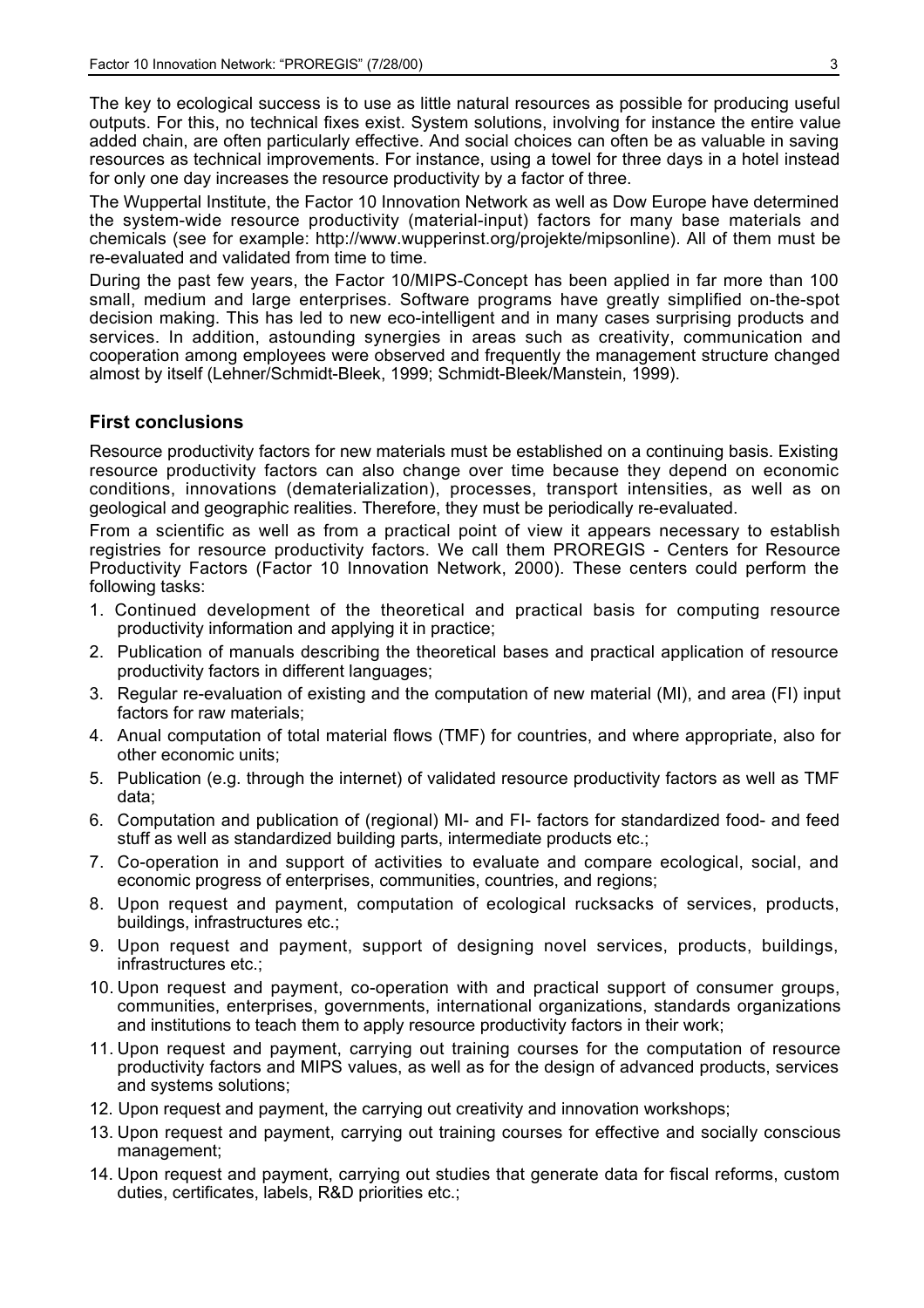The key to ecological success is to use as little natural resources as possible for producing useful outputs. For this, no technical fixes exist. System solutions, involving for instance the entire value added chain, are often particularly effective. And social choices can often be as valuable in saving resources as technical improvements. For instance, using a towel for three days in a hotel instead for only one day increases the resource productivity by a factor of three.

The Wuppertal Institute, the Factor 10 Innovation Network as well as Dow Europe have determined the system-wide resource productivity (material-input) factors for many base materials and chemicals (see for example: http://www.wupperinst.org/projekte/mipsonline). All of them must be re-evaluated and validated from time to time.

During the past few years, the Factor 10/MIPS-Concept has been applied in far more than 100 small, medium and large enterprises. Software programs have greatly simplified on-the-spot decision making. This has led to new eco-intelligent and in many cases surprising products and services. In addition, astounding synergies in areas such as creativity, communication and cooperation among employees were observed and frequently the management structure changed almost by itself (Lehner/Schmidt-Bleek, 1999; Schmidt-Bleek/Manstein, 1999).

## First conclusions

Resource productivity factors for new materials must be established on a continuing basis. Existing resource productivity factors can also change over time because they depend on economic conditions, innovations (dematerialization), processes, transport intensities, as well as on geological and geographic realities. Therefore, they must be periodically re-evaluated.

From a scientific as well as from a practical point of view it appears necessary to establish registries for resource productivity factors. We call them PROREGIS - Centers for Resource Productivity Factors (Factor 10 Innovation Network, 2000). These centers could perform the following tasks:

1. Continued development of the theoretical and practical basis for computing resource productivity information and applying it in practice;
2. Publication of manuals describing the theoretical bases and practical application of resource productivity factors in different languages;
3. Regular re-evaluation of existing and the computation of new material (MI), and area (FI) input factors for raw materials;
4. Anual computation of total material flows (TMF) for countries, and where appropriate, also for other economic units;
5. Publication (e.g. through the internet) of validated resource productivity factors as well as TMF data;
6. Computation and publication of (regional) MI- and FI- factors for standardized food- and feed stuff as well as standardized building parts, intermediate products etc.;
7. Co-operation in and support of activities to evaluate and compare ecological, social, and economic progress of enterprises, communities, countries, and regions;
8. Upon request and payment, computation of ecological rucksacks of services, products, buildings, infrastructures etc.;
9. Upon request and payment, support of designing novel services, products, buildings, infrastructures etc.;
10. Upon request and payment, co-operation with and practical support of consumer groups, communities, enterprises, governments, international organizations, standards organizations and institutions to teach them to apply resource productivity factors in their work;
11. Upon request and payment, carrying out training courses for the computation of resource productivity factors and MIPS values, as well as for the design of advanced products, services and systems solutions;
12. Upon request and payment, the carrying out creativity and innovation workshops;
13. Upon request and payment, carrying out training courses for effective and socially conscious management;
14. Upon request and payment, carrying out studies that generate data for fiscal reforms, custom duties, certificates, labels, R&D priorities etc.;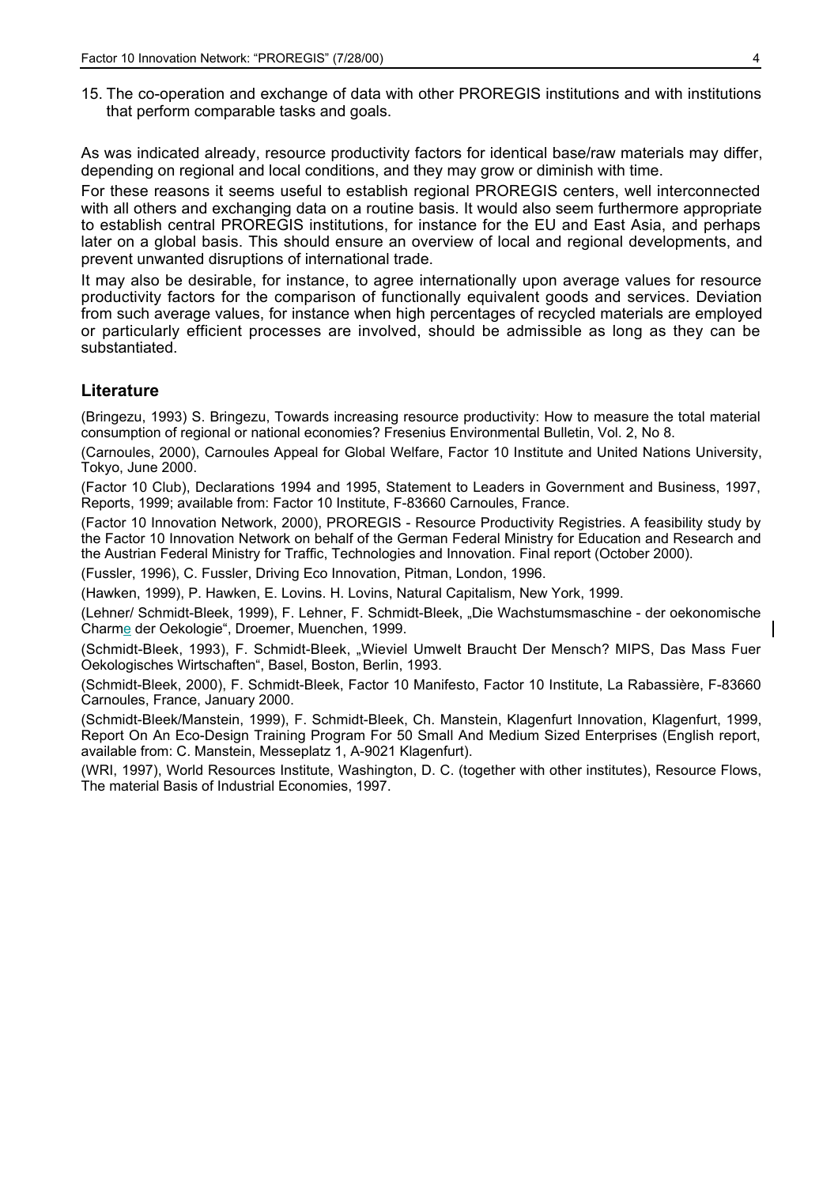15. The co-operation and exchange of data with other PROREGIS institutions and with institutions that perform comparable tasks and goals.

As was indicated already, resource productivity factors for identical base/raw materials may differ, depending on regional and local conditions, and they may grow or diminish with time.

For these reasons it seems useful to establish regional PROREGIS centers, well interconnected with all others and exchanging data on a routine basis. It would also seem furthermore appropriate to establish central PROREGIS institutions, for instance for the EU and East Asia, and perhaps later on a global basis. This should ensure an overview of local and regional developments, and prevent unwanted disruptions of international trade.

It may also be desirable, for instance, to agree internationally upon average values for resource productivity factors for the comparison of functionally equivalent goods and services. Deviation from such average values, for instance when high percentages of recycled materials are employed or particularly efficient processes are involved, should be admissible as long as they can be substantiated.

## Literature

(Bringezu, 1993) S. Bringezu, Towards increasing resource productivity: How to measure the total material consumption of regional or national economies? Fresenius Environmental Bulletin, Vol. 2, No 8.

(Carnoules, 2000), Carnoules Appeal for Global Welfare, Factor 10 Institute and United Nations University, Tokyo, June 2000.

(Factor 10 Club), Declarations 1994 and 1995, Statement to Leaders in Government and Business, 1997, Reports, 1999; available from: Factor 10 Institute, F-83660 Carnoules, France.

(Factor 10 Innovation Network, 2000), PROREGIS - Resource Productivity Registries. A feasibility study by the Factor 10 Innovation Network on behalf of the German Federal Ministry for Education and Research and the Austrian Federal Ministry for Traffic, Technologies and Innovation. Final report (October 2000).

(Fussler, 1996), C. Fussler, Driving Eco Innovation, Pitman, London, 1996.

(Hawken, 1999), P. Hawken, E. Lovins. H. Lovins, Natural Capitalism, New York, 1999.

(Lehner/ Schmidt-Bleek, 1999), F. Lehner, F. Schmidt-Bleek, „Die Wachstumsmaschine - der oekonomische Charme der Oekologie", Droemer, Muenchen, 1999.

(Schmidt-Bleek, 1993), F. Schmidt-Bleek, „Wieviel Umwelt Braucht Der Mensch? MIPS, Das Mass Fuer Oekologisches Wirtschaften", Basel, Boston, Berlin, 1993.

(Schmidt-Bleek, 2000), F. Schmidt-Bleek, Factor 10 Manifesto, Factor 10 Institute, La Rabassière, F-83660 Carnoules, France, January 2000.

(Schmidt-Bleek/Manstein, 1999), F. Schmidt-Bleek, Ch. Manstein, Klagenfurt Innovation, Klagenfurt, 1999, Report On An Eco-Design Training Program For 50 Small And Medium Sized Enterprises (English report, available from: C. Manstein, Messeplatz 1, A-9021 Klagenfurt).

(WRI, 1997), World Resources Institute, Washington, D. C. (together with other institutes), Resource Flows, The material Basis of Industrial Economies, 1997.